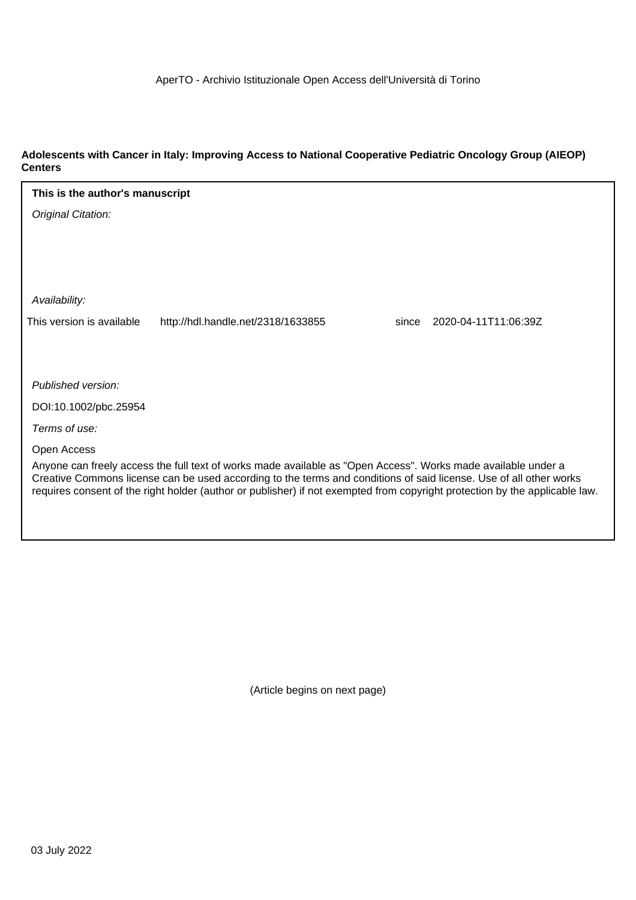AperTO - Archivio Istituzionale Open Access dell'Università di Torino

**Adolescents with Cancer in Italy: Improving Access to National Cooperative Pediatric Oncology Group (AIEOP) Centers**

**This is the author's manuscript**

*Original Citation:*

*Availability:*

This version is available http://hdl.handle.net/2318/1633855 since 2020-04-11T11:06:39Z

*Published version:*

DOI:10.1002/pbc.25954

*Terms of use:*

Open Access

Anyone can freely access the full text of works made available as "Open Access". Works made available under a Creative Commons license can be used according to the terms and conditions of said license. Use of all other works requires consent of the right holder (author or publisher) if not exempted from copyright protection by the applicable law.

(Article begins on next page)

03 July 2022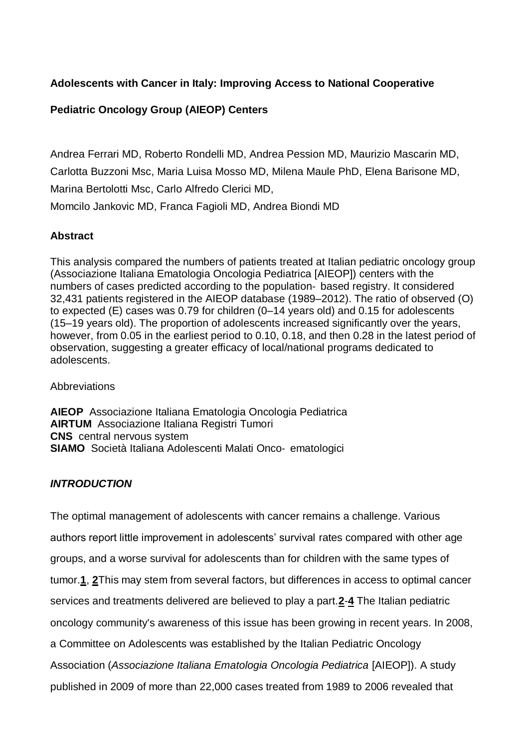**Adolescents with Cancer in Italy: Improving Access to National Cooperative Pediatric Oncology Group (AIEOP) Centers**

Andrea Ferrari MD, Roberto Rondelli MD, Andrea Pession MD, Maurizio Mascarin MD, Carlotta Buzzoni Msc, Maria Luisa Mosso MD, Milena Maule PhD, Elena Barisone MD, Marina Bertolotti Msc, Carlo Alfredo Clerici MD, Momcilo Jankovic MD, Franca Fagioli MD, Andrea Biondi MD

**Abstract**

This analysis compared the numbers of patients treated at Italian pediatric oncology group (Associazione Italiana Ematologia Oncologia Pediatrica [AIEOP]) centers with the numbers of cases predicted according to the population‐ based registry. It considered 32,431 patients registered in the AIEOP database (1989–2012). The ratio of observed (O) to expected (E) cases was 0.79 for children (0–14 years old) and 0.15 for adolescents (15–19 years old). The proportion of adolescents increased significantly over the years, however, from 0.05 in the earliest period to 0.10, 0.18, and then 0.28 in the latest period of observation, suggesting a greater efficacy of local/national programs dedicated to adolescents.

Abbreviations

**AIEOP** Associazione Italiana Ematologia Oncologia Pediatrica
**AIRTUM** Associazione Italiana Registri Tumori
**CNS** central nervous system
**SIAMO** Società Italiana Adolescenti Malati Onco‐ ematologici

***INTRODUCTION***

The optimal management of adolescents with cancer remains a challenge. Various authors report little improvement in adolescents' survival rates compared with other age groups, and a worse survival for adolescents than for children with the same types of tumor.[1], [2]This may stem from several factors, but differences in access to optimal cancer services and treatments delivered are believed to play a part.[2]-[4] The Italian pediatric oncology community's awareness of this issue has been growing in recent years. In 2008, a Committee on Adolescents was established by the Italian Pediatric Oncology Association (*Associazione Italiana Ematologia Oncologia Pediatrica* [AIEOP]). A study published in 2009 of more than 22,000 cases treated from 1989 to 2006 revealed that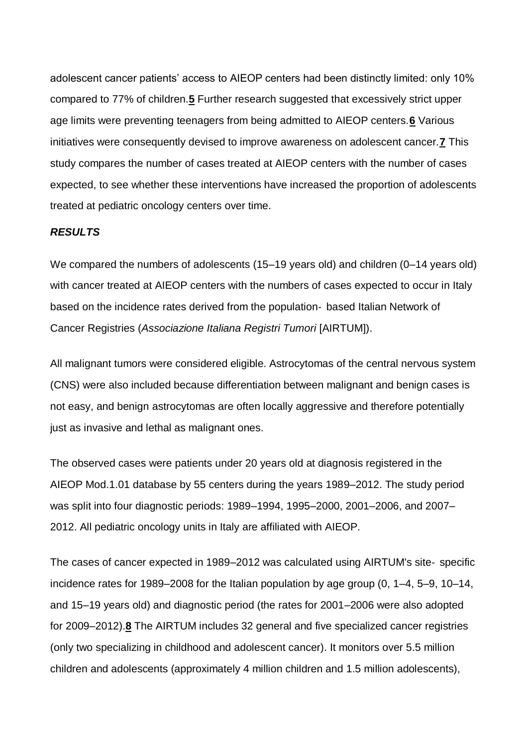adolescent cancer patients' access to AIEOP centers had been distinctly limited: only 10% compared to 77% of children.[5] Further research suggested that excessively strict upper age limits were preventing teenagers from being admitted to AIEOP centers.[6] Various initiatives were consequently devised to improve awareness on adolescent cancer.[7] This study compares the number of cases treated at AIEOP centers with the number of cases expected, to see whether these interventions have increased the proportion of adolescents treated at pediatric oncology centers over time.

## ***RESULTS***

We compared the numbers of adolescents (15–19 years old) and children (0–14 years old) with cancer treated at AIEOP centers with the numbers of cases expected to occur in Italy based on the incidence rates derived from the population‐ based Italian Network of Cancer Registries (*Associazione Italiana Registri Tumori* [AIRTUM]).

All malignant tumors were considered eligible. Astrocytomas of the central nervous system (CNS) were also included because differentiation between malignant and benign cases is not easy, and benign astrocytomas are often locally aggressive and therefore potentially just as invasive and lethal as malignant ones.

The observed cases were patients under 20 years old at diagnosis registered in the AIEOP Mod.1.01 database by 55 centers during the years 1989–2012. The study period was split into four diagnostic periods: 1989–1994, 1995–2000, 2001–2006, and 2007–2012. All pediatric oncology units in Italy are affiliated with AIEOP.

The cases of cancer expected in 1989–2012 was calculated using AIRTUM's site‐ specific incidence rates for 1989–2008 for the Italian population by age group (0, 1–4, 5–9, 10–14, and 15–19 years old) and diagnostic period (the rates for 2001–2006 were also adopted for 2009–2012).[8] The AIRTUM includes 32 general and five specialized cancer registries (only two specializing in childhood and adolescent cancer). It monitors over 5.5 million children and adolescents (approximately 4 million children and 1.5 million adolescents),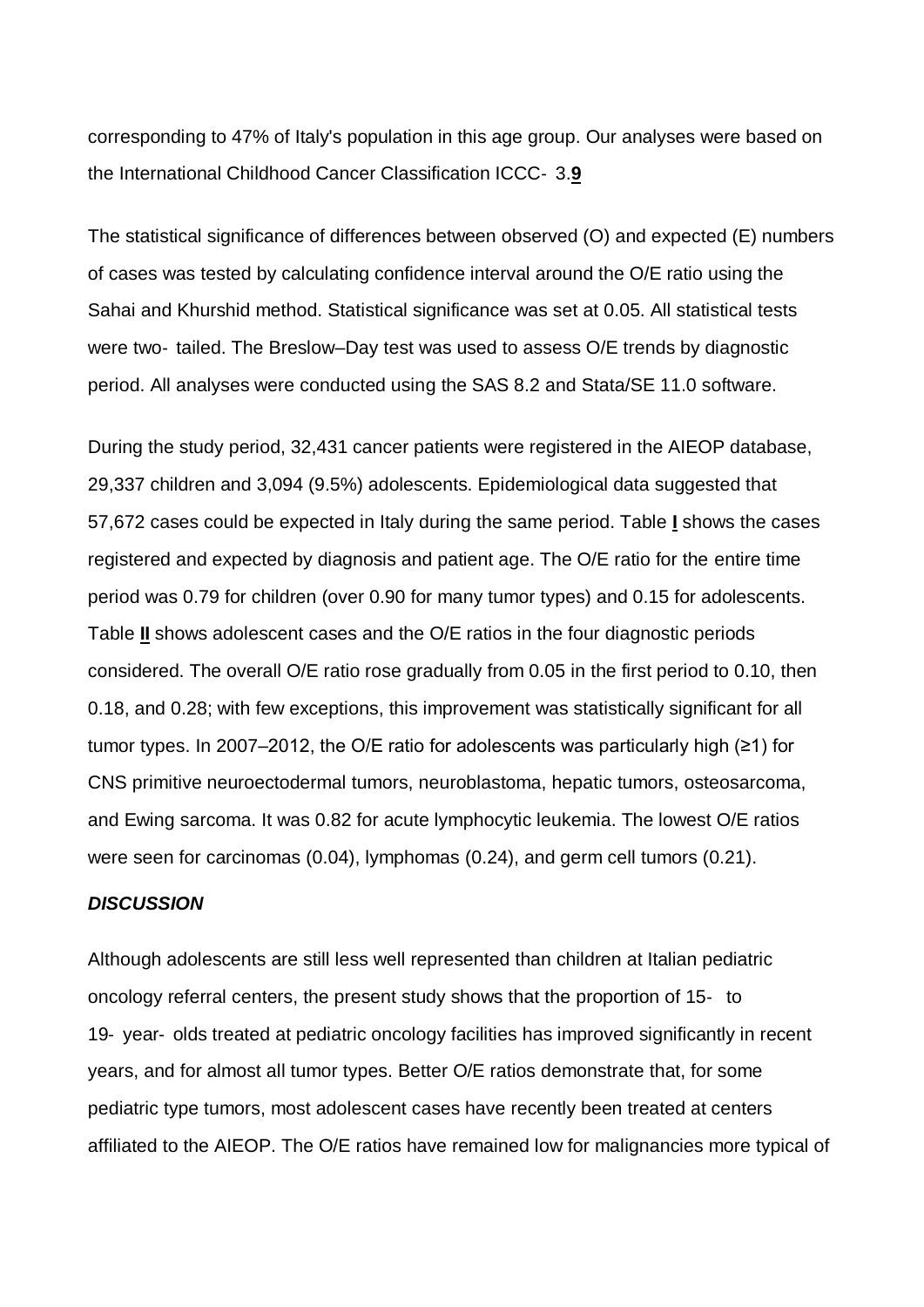corresponding to 47% of Italy's population in this age group. Our analyses were based on the International Childhood Cancer Classification ICCC- 3.**9**

The statistical significance of differences between observed (O) and expected (E) numbers of cases was tested by calculating confidence interval around the O/E ratio using the Sahai and Khurshid method. Statistical significance was set at 0.05. All statistical tests were two- tailed. The Breslow–Day test was used to assess O/E trends by diagnostic period. All analyses were conducted using the SAS 8.2 and Stata/SE 11.0 software.

During the study period, 32,431 cancer patients were registered in the AIEOP database, 29,337 children and 3,094 (9.5%) adolescents. Epidemiological data suggested that 57,672 cases could be expected in Italy during the same period. Table **I** shows the cases registered and expected by diagnosis and patient age. The O/E ratio for the entire time period was 0.79 for children (over 0.90 for many tumor types) and 0.15 for adolescents. Table **II** shows adolescent cases and the O/E ratios in the four diagnostic periods considered. The overall O/E ratio rose gradually from 0.05 in the first period to 0.10, then 0.18, and 0.28; with few exceptions, this improvement was statistically significant for all tumor types. In 2007–2012, the O/E ratio for adolescents was particularly high (≥1) for CNS primitive neuroectodermal tumors, neuroblastoma, hepatic tumors, osteosarcoma, and Ewing sarcoma. It was 0.82 for acute lymphocytic leukemia. The lowest O/E ratios were seen for carcinomas (0.04), lymphomas (0.24), and germ cell tumors (0.21).

### *DISCUSSION*

Although adolescents are still less well represented than children at Italian pediatric oncology referral centers, the present study shows that the proportion of 15- to 19- year- olds treated at pediatric oncology facilities has improved significantly in recent years, and for almost all tumor types. Better O/E ratios demonstrate that, for some pediatric type tumors, most adolescent cases have recently been treated at centers affiliated to the AIEOP. The O/E ratios have remained low for malignancies more typical of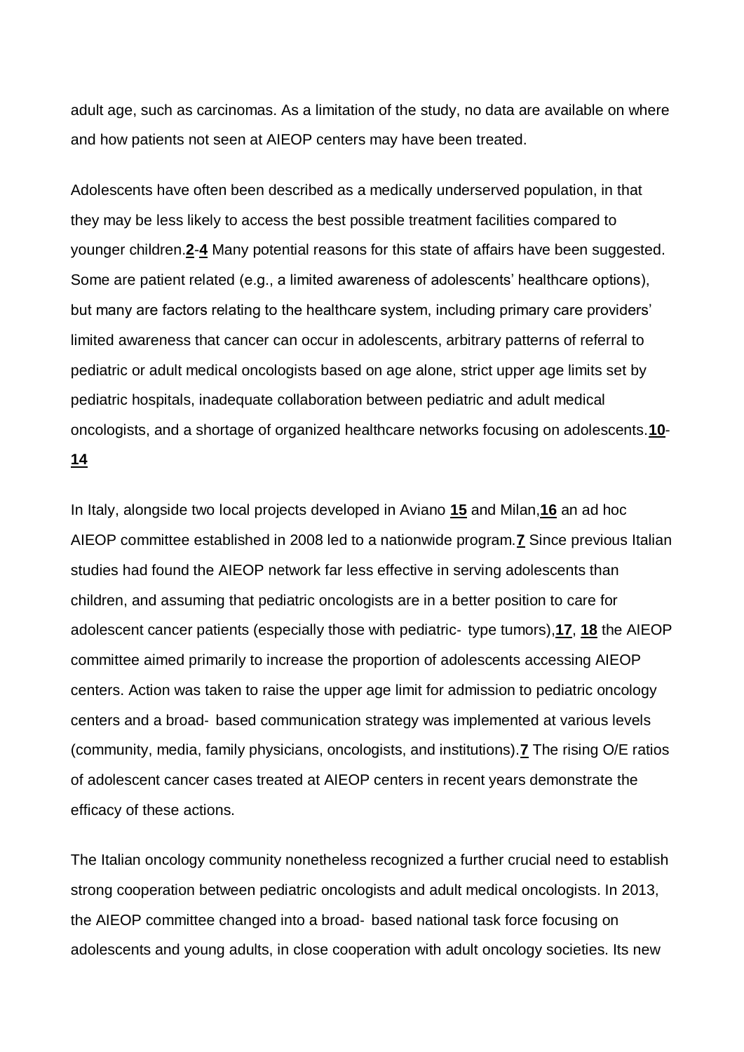adult age, such as carcinomas. As a limitation of the study, no data are available on where and how patients not seen at AIEOP centers may have been treated.

Adolescents have often been described as a medically underserved population, in that they may be less likely to access the best possible treatment facilities compared to younger children.[2-4] Many potential reasons for this state of affairs have been suggested. Some are patient related (e.g., a limited awareness of adolescents' healthcare options), but many are factors relating to the healthcare system, including primary care providers' limited awareness that cancer can occur in adolescents, arbitrary patterns of referral to pediatric or adult medical oncologists based on age alone, strict upper age limits set by pediatric hospitals, inadequate collaboration between pediatric and adult medical oncologists, and a shortage of organized healthcare networks focusing on adolescents.[10-14]

In Italy, alongside two local projects developed in Aviano [15] and Milan,[16] an ad hoc AIEOP committee established in 2008 led to a nationwide program.[7] Since previous Italian studies had found the AIEOP network far less effective in serving adolescents than children, and assuming that pediatric oncologists are in a better position to care for adolescent cancer patients (especially those with pediatric- type tumors),[17], [18] the AIEOP committee aimed primarily to increase the proportion of adolescents accessing AIEOP centers. Action was taken to raise the upper age limit for admission to pediatric oncology centers and a broad- based communication strategy was implemented at various levels (community, media, family physicians, oncologists, and institutions).[7] The rising O/E ratios of adolescent cancer cases treated at AIEOP centers in recent years demonstrate the efficacy of these actions.

The Italian oncology community nonetheless recognized a further crucial need to establish strong cooperation between pediatric oncologists and adult medical oncologists. In 2013, the AIEOP committee changed into a broad- based national task force focusing on adolescents and young adults, in close cooperation with adult oncology societies. Its new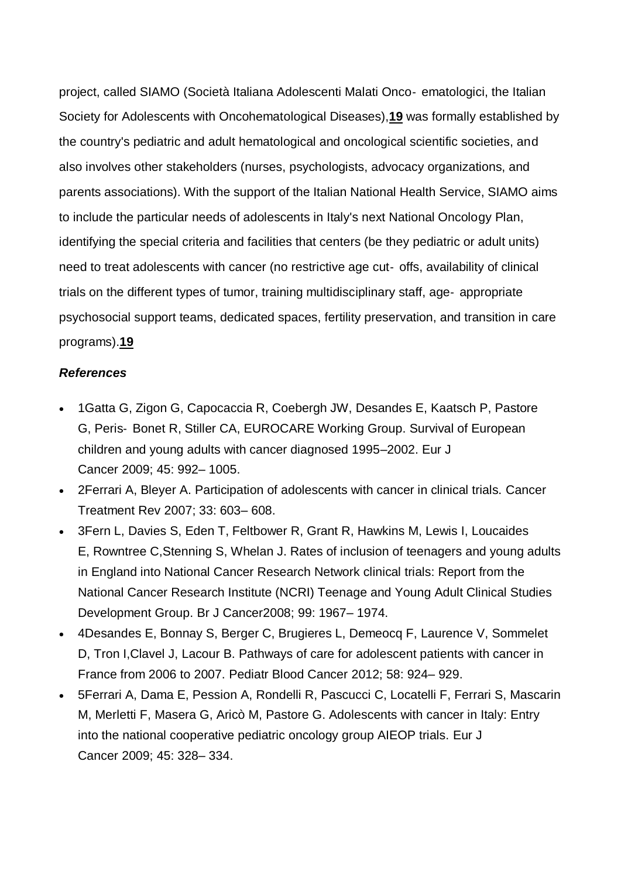project, called SIAMO (Società Italiana Adolescenti Malati Onco‐ ematologici, the Italian Society for Adolescents with Oncohematological Diseases),**19** was formally established by the country's pediatric and adult hematological and oncological scientific societies, and also involves other stakeholders (nurses, psychologists, advocacy organizations, and parents associations). With the support of the Italian National Health Service, SIAMO aims to include the particular needs of adolescents in Italy's next National Oncology Plan, identifying the special criteria and facilities that centers (be they pediatric or adult units) need to treat adolescents with cancer (no restrictive age cut‐ offs, availability of clinical trials on the different types of tumor, training multidisciplinary staff, age‐ appropriate psychosocial support teams, dedicated spaces, fertility preservation, and transition in care programs).**19**

***References***

- 1Gatta G, Zigon G, Capocaccia R, Coebergh JW, Desandes E, Kaatsch P, Pastore G, Peris‐ Bonet R, Stiller CA, EUROCARE Working Group. Survival of European children and young adults with cancer diagnosed 1995–2002. Eur J Cancer 2009; 45: 992– 1005.
- 2Ferrari A, Bleyer A. Participation of adolescents with cancer in clinical trials. Cancer Treatment Rev 2007; 33: 603– 608.
- 3Fern L, Davies S, Eden T, Feltbower R, Grant R, Hawkins M, Lewis I, Loucaides E, Rowntree C,Stenning S, Whelan J. Rates of inclusion of teenagers and young adults in England into National Cancer Research Network clinical trials: Report from the National Cancer Research Institute (NCRI) Teenage and Young Adult Clinical Studies Development Group. Br J Cancer2008; 99: 1967– 1974.
- 4Desandes E, Bonnay S, Berger C, Brugieres L, Demeocq F, Laurence V, Sommelet D, Tron I,Clavel J, Lacour B. Pathways of care for adolescent patients with cancer in France from 2006 to 2007. Pediatr Blood Cancer 2012; 58: 924– 929.
- 5Ferrari A, Dama E, Pession A, Rondelli R, Pascucci C, Locatelli F, Ferrari S, Mascarin M, Merletti F, Masera G, Aricò M, Pastore G. Adolescents with cancer in Italy: Entry into the national cooperative pediatric oncology group AIEOP trials. Eur J Cancer 2009; 45: 328– 334.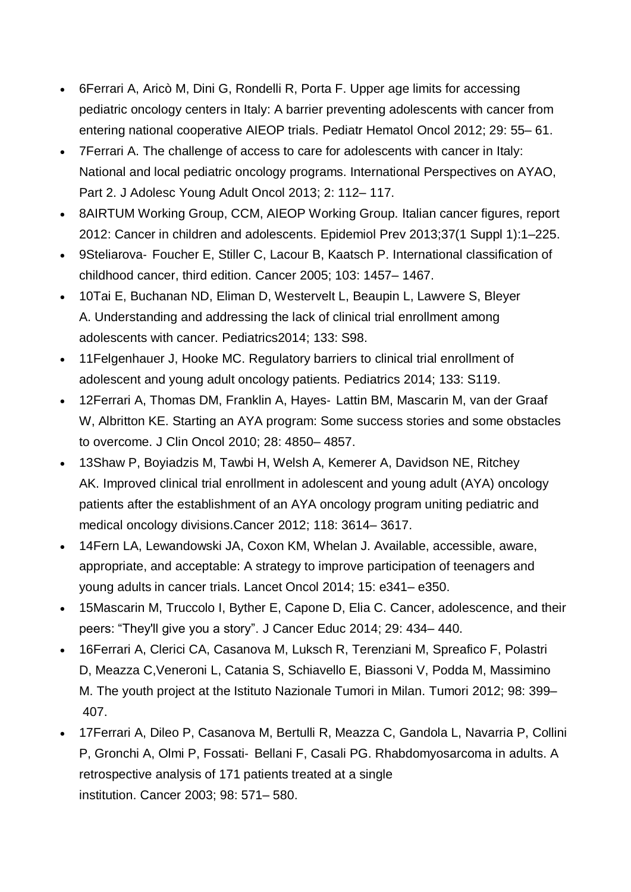- 6Ferrari A, Aricò M, Dini G, Rondelli R, Porta F. Upper age limits for accessing pediatric oncology centers in Italy: A barrier preventing adolescents with cancer from entering national cooperative AIEOP trials. Pediatr Hematol Oncol 2012; 29: 55– 61.
- 7Ferrari A. The challenge of access to care for adolescents with cancer in Italy: National and local pediatric oncology programs. International Perspectives on AYAO, Part 2. J Adolesc Young Adult Oncol 2013; 2: 112– 117.
- 8AIRTUM Working Group, CCM, AIEOP Working Group. Italian cancer figures, report 2012: Cancer in children and adolescents. Epidemiol Prev 2013;37(1 Suppl 1):1–225.
- 9Steliarova- Foucher E, Stiller C, Lacour B, Kaatsch P. International classification of childhood cancer, third edition. Cancer 2005; 103: 1457– 1467.
- 10Tai E, Buchanan ND, Eliman D, Westervelt L, Beaupin L, Lawvere S, Bleyer A. Understanding and addressing the lack of clinical trial enrollment among adolescents with cancer. Pediatrics2014; 133: S98.
- 11Felgenhauer J, Hooke MC. Regulatory barriers to clinical trial enrollment of adolescent and young adult oncology patients. Pediatrics 2014; 133: S119.
- 12Ferrari A, Thomas DM, Franklin A, Hayes- Lattin BM, Mascarin M, van der Graaf W, Albritton KE. Starting an AYA program: Some success stories and some obstacles to overcome. J Clin Oncol 2010; 28: 4850– 4857.
- 13Shaw P, Boyiadzis M, Tawbi H, Welsh A, Kemerer A, Davidson NE, Ritchey AK. Improved clinical trial enrollment in adolescent and young adult (AYA) oncology patients after the establishment of an AYA oncology program uniting pediatric and medical oncology divisions.Cancer 2012; 118: 3614– 3617.
- 14Fern LA, Lewandowski JA, Coxon KM, Whelan J. Available, accessible, aware, appropriate, and acceptable: A strategy to improve participation of teenagers and young adults in cancer trials. Lancet Oncol 2014; 15: e341– e350.
- 15Mascarin M, Truccolo I, Byther E, Capone D, Elia C. Cancer, adolescence, and their peers: "They'll give you a story". J Cancer Educ 2014; 29: 434– 440.
- 16Ferrari A, Clerici CA, Casanova M, Luksch R, Terenziani M, Spreafico F, Polastri D, Meazza C,Veneroni L, Catania S, Schiavello E, Biassoni V, Podda M, Massimino M. The youth project at the Istituto Nazionale Tumori in Milan. Tumori 2012; 98: 399– 407.
- 17Ferrari A, Dileo P, Casanova M, Bertulli R, Meazza C, Gandola L, Navarria P, Collini P, Gronchi A, Olmi P, Fossati- Bellani F, Casali PG. Rhabdomyosarcoma in adults. A retrospective analysis of 171 patients treated at a single institution. Cancer 2003; 98: 571– 580.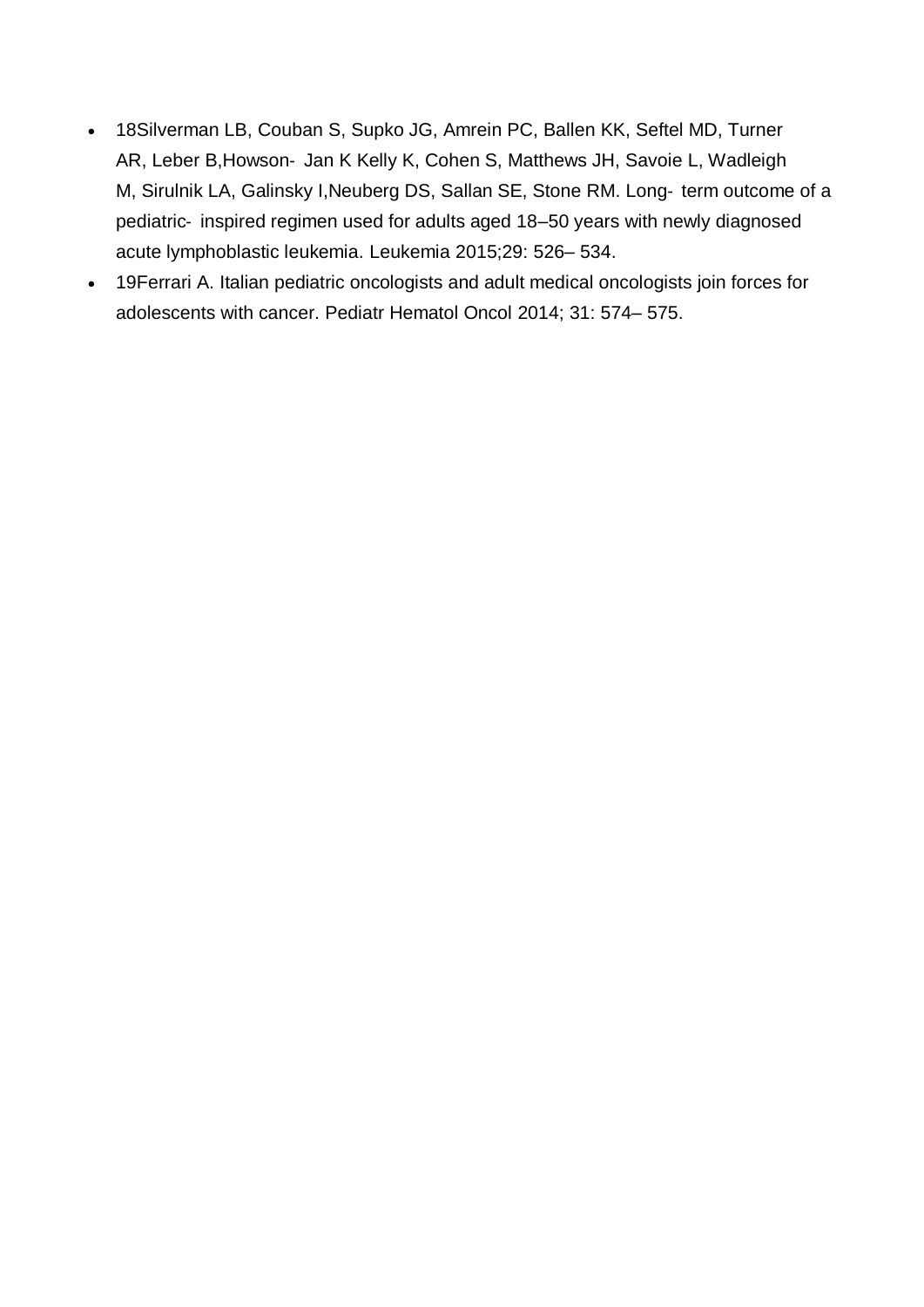- 18Silverman LB, Couban S, Supko JG, Amrein PC, Ballen KK, Seftel MD, Turner AR, Leber B,Howson‐ Jan K Kelly K, Cohen S, Matthews JH, Savoie L, Wadleigh M, Sirulnik LA, Galinsky I,Neuberg DS, Sallan SE, Stone RM. Long‐ term outcome of a pediatric‐ inspired regimen used for adults aged 18–50 years with newly diagnosed acute lymphoblastic leukemia. Leukemia 2015;29: 526– 534.
- 19Ferrari A. Italian pediatric oncologists and adult medical oncologists join forces for adolescents with cancer. Pediatr Hematol Oncol 2014; 31: 574– 575.